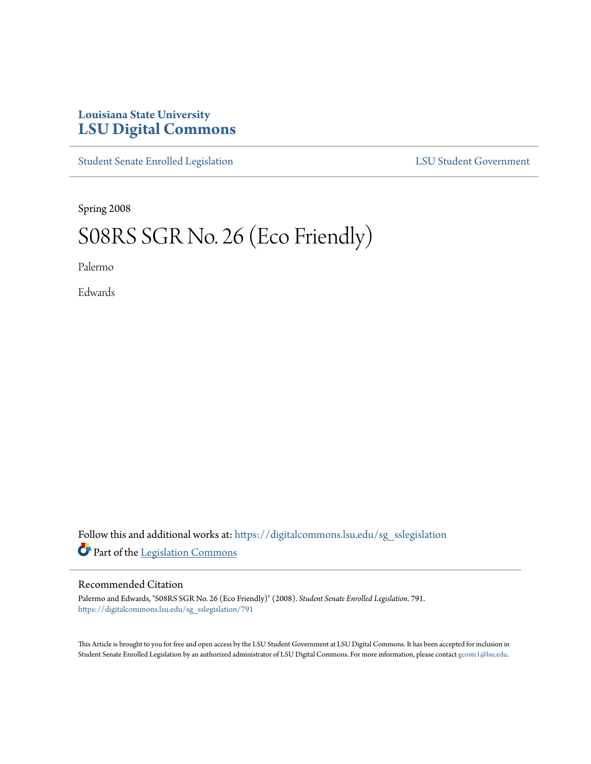Louisiana State University

# LSU Digital Commons

Student Senate Enrolled Legislation | LSU Student Government

Spring 2008

# S08RS SGR No. 26 (Eco Friendly)

Palermo

Edwards

Follow this and additional works at: https://digitalcommons.lsu.edu/sg_sslegislation

Part of the Legislation Commons

## Recommended Citation

Palermo and Edwards, "S08RS SGR No. 26 (Eco Friendly)" (2008). *Student Senate Enrolled Legislation*. 791.
https://digitalcommons.lsu.edu/sg_sslegislation/791

This Article is brought to you for free and open access by the LSU Student Government at LSU Digital Commons. It has been accepted for inclusion in Student Senate Enrolled Legislation by an authorized administrator of LSU Digital Commons. For more information, please contact gcoste1@lsu.edu.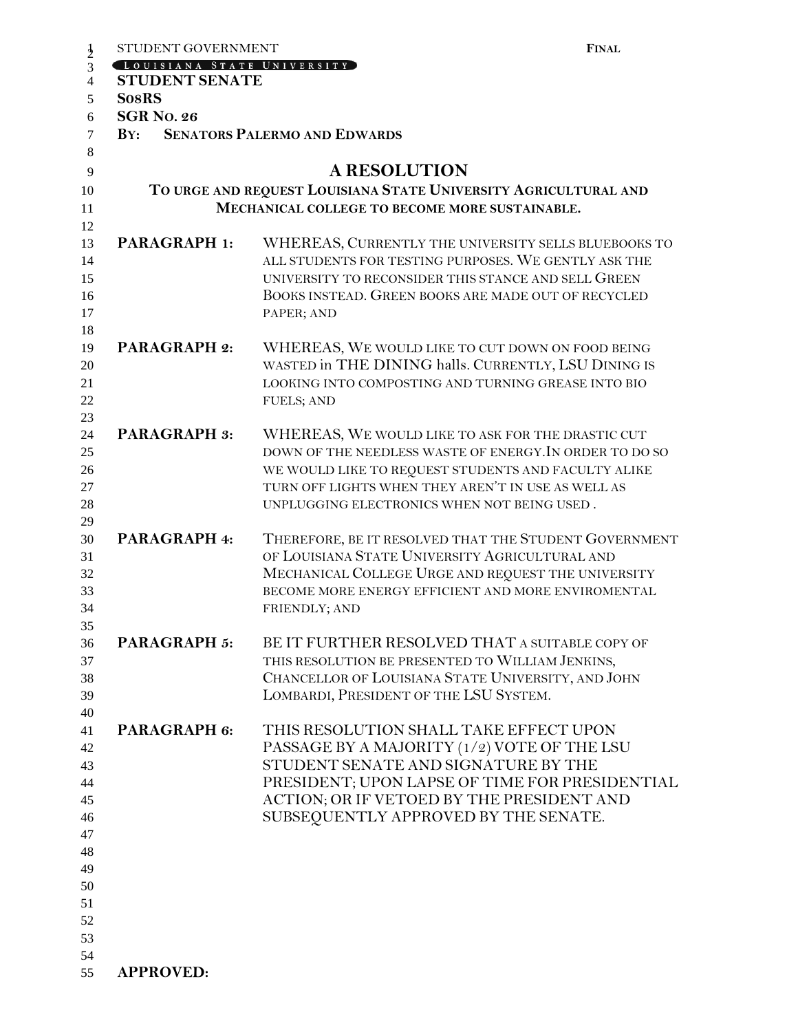STUDENT GOVERNMENT **FINAL**

LOUISIANA STATE UNIVERSITY

**STUDENT SENATE**

**S08RS**

**SGR NO. 26**

**BY: SENATORS PALERMO AND EDWARDS**

# A RESOLUTION

**TO URGE AND REQUEST LOUISIANA STATE UNIVERSITY AGRICULTURAL AND MECHANICAL COLLEGE TO BECOME MORE SUSTAINABLE.**

**PARAGRAPH 1:** WHEREAS, CURRENTLY THE UNIVERSITY SELLS BLUEBOOKS TO ALL STUDENTS FOR TESTING PURPOSES. WE GENTLY ASK THE UNIVERSITY TO RECONSIDER THIS STANCE AND SELL GREEN BOOKS INSTEAD. GREEN BOOKS ARE MADE OUT OF RECYCLED PAPER; AND

**PARAGRAPH 2:** WHEREAS, WE WOULD LIKE TO CUT DOWN ON FOOD BEING WASTED in THE DINING halls. CURRENTLY, LSU DINING IS LOOKING INTO COMPOSTING AND TURNING GREASE INTO BIO FUELS; AND

**PARAGRAPH 3:** WHEREAS, WE WOULD LIKE TO ASK FOR THE DRASTIC CUT DOWN OF THE NEEDLESS WASTE OF ENERGY.IN ORDER TO DO SO WE WOULD LIKE TO REQUEST STUDENTS AND FACULTY ALIKE TURN OFF LIGHTS WHEN THEY AREN'T IN USE AS WELL AS UNPLUGGING ELECTRONICS WHEN NOT BEING USED .

**PARAGRAPH 4:** THEREFORE, BE IT RESOLVED THAT THE STUDENT GOVERNMENT OF LOUISIANA STATE UNIVERSITY AGRICULTURAL AND MECHANICAL COLLEGE URGE AND REQUEST THE UNIVERSITY BECOME MORE ENERGY EFFICIENT AND MORE ENVIROMENTAL FRIENDLY; AND

**PARAGRAPH 5:** BE IT FURTHER RESOLVED THAT A SUITABLE COPY OF THIS RESOLUTION BE PRESENTED TO WILLIAM JENKINS, CHANCELLOR OF LOUISIANA STATE UNIVERSITY, AND JOHN LOMBARDI, PRESIDENT OF THE LSU SYSTEM.

**PARAGRAPH 6:** THIS RESOLUTION SHALL TAKE EFFECT UPON PASSAGE BY A MAJORITY (1/2) VOTE OF THE LSU STUDENT SENATE AND SIGNATURE BY THE PRESIDENT; UPON LAPSE OF TIME FOR PRESIDENTIAL ACTION; OR IF VETOED BY THE PRESIDENT AND SUBSEQUENTLY APPROVED BY THE SENATE.

**APPROVED:**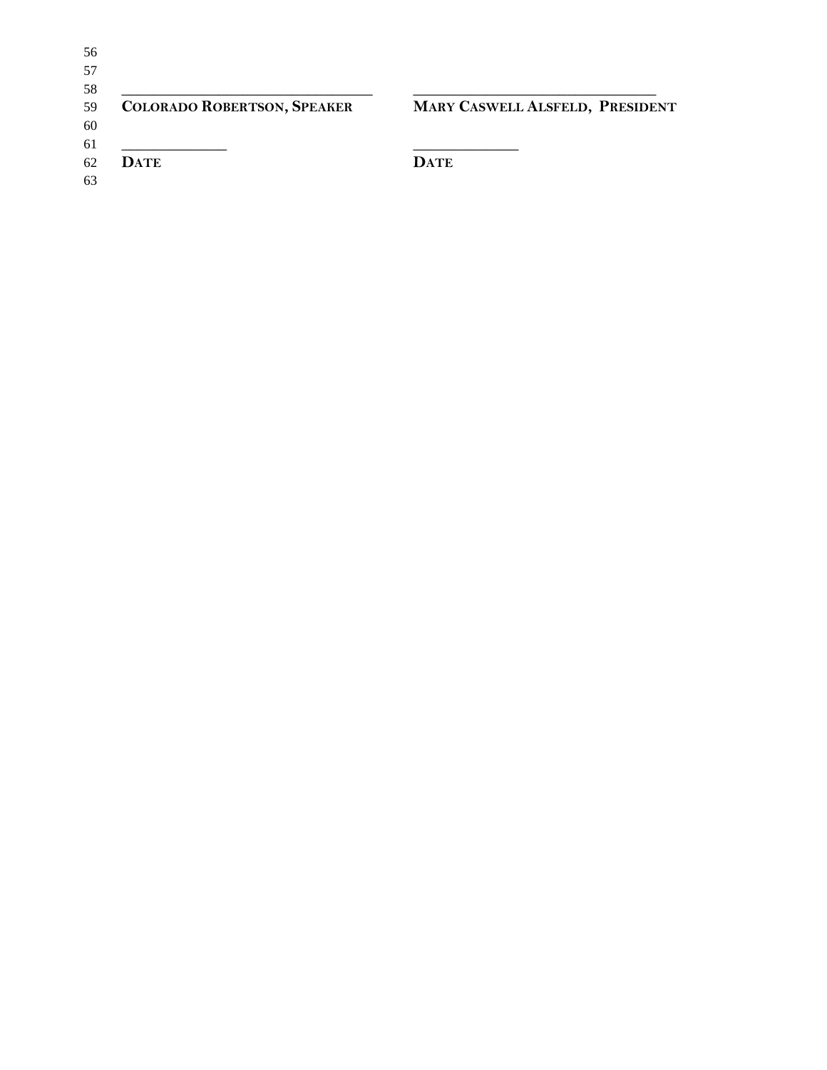\_\_\_\_\_\_\_\_\_\_\_\_\_\_\_\_\_\_\_\_\_\_\_\_\_\_\_\_\_\_\_\_\_\_ \_\_\_\_\_\_\_\_\_\_\_\_\_\_\_\_\_\_\_\_\_\_\_\_\_\_\_\_\_\_\_\_\_

**COLORADO ROBERTSON, SPEAKER** **MARY CASWELL ALSFELD, PRESIDENT**

\_\_\_\_\_\_\_\_\_\_\_\_\_\_ \_\_\_\_\_\_\_\_\_\_\_\_\_\_

**DATE** **DATE**